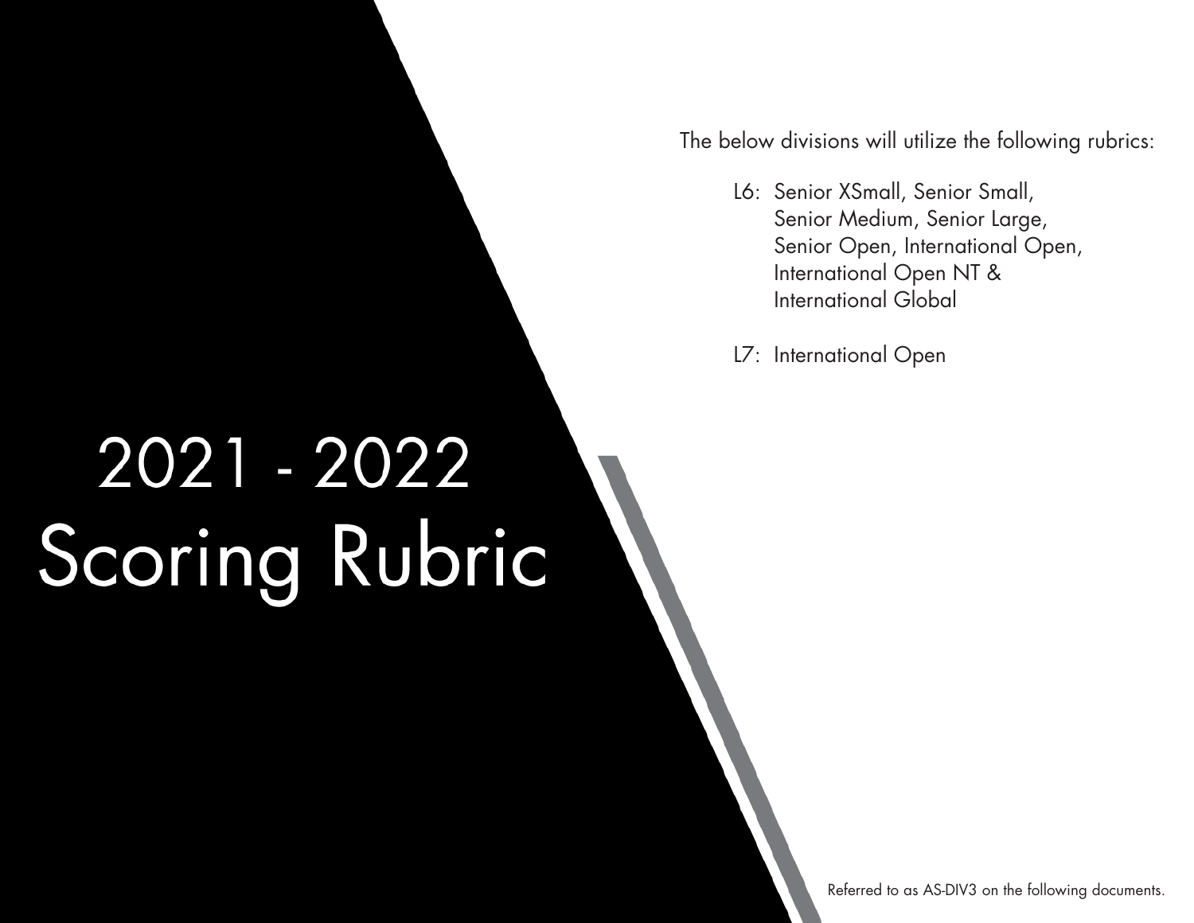# 2021 - 2022 Scoring Rubric

The below divisions will utilize the following rubrics:

- L6: Senior XSmall, Senior Small, Senior Medium, Senior Large, Senior Open, International Open, International Open NT & International Global
- L7: International Open

Referred to as AS-DIV3 on the following documents.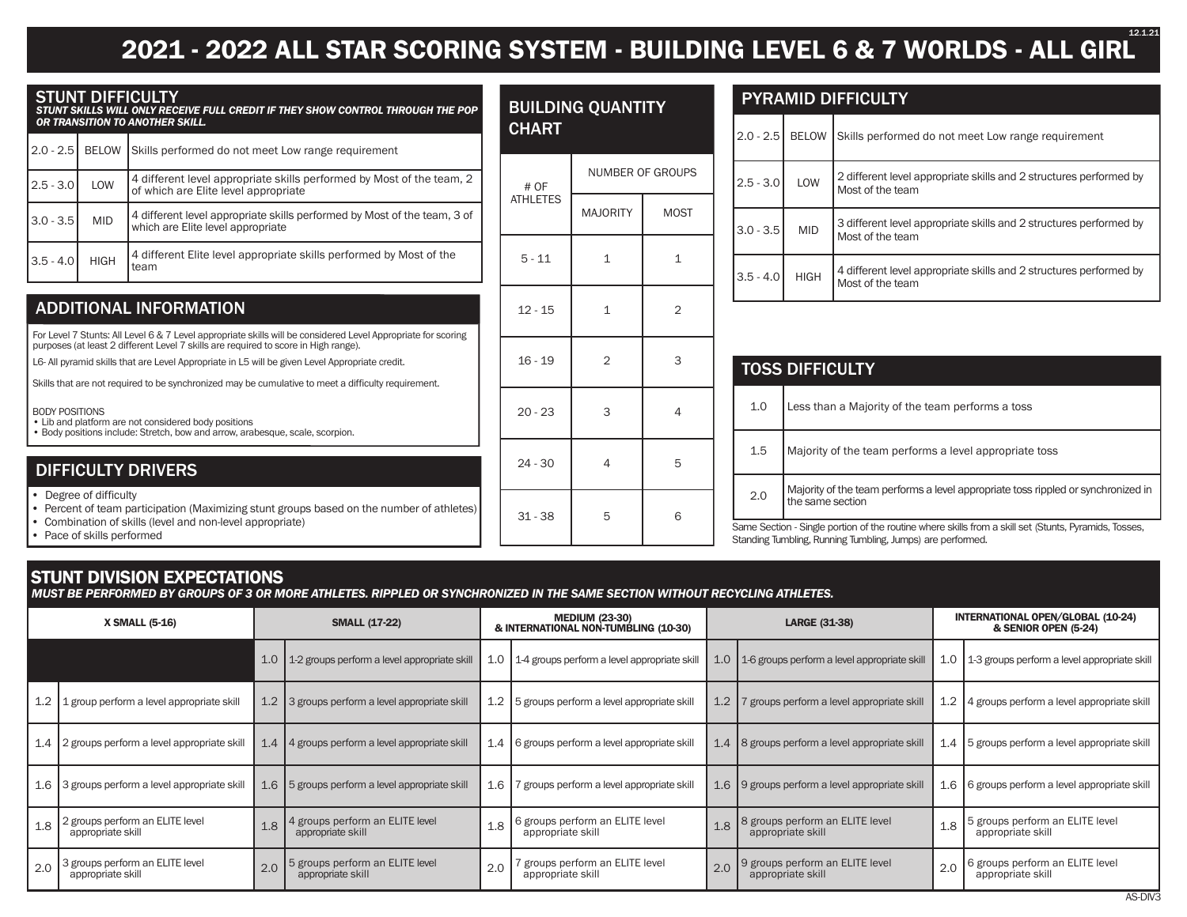# 2021 - 2022 ALL STAR SCORING SYSTEM - BUILDING LEVEL 6 & 7 WORLDS - ALL GIRL

## STUNT DIFFICULTY

***STUNT SKILLS WILL ONLY RECEIVE FULL CREDIT IF THEY SHOW CONTROL THROUGH THE POP OR TRANSITION TO ANOTHER SKILL.***

| | | |
|---|---|---|
| 2.0 - 2.5 | BELOW | Skills performed do not meet Low range requirement |
| 2.5 - 3.0 | LOW | 4 different level appropriate skills performed by Most of the team, 2 of which are Elite level appropriate |
| 3.0 - 3.5 | MID | 4 different level appropriate skills performed by Most of the team, 3 of which are Elite level appropriate |
| 3.5 - 4.0 | HIGH | 4 different Elite level appropriate skills performed by Most of the team |

## ADDITIONAL INFORMATION

For Level 7 Stunts: All Level 6 & 7 Level appropriate skills will be considered Level Appropriate for scoring purposes (at least 2 different Level 7 skills are required to score in High range).

L6- All pyramid skills that are Level Appropriate in L5 will be given Level Appropriate credit.

Skills that are not required to be synchronized may be cumulative to meet a difficulty requirement.

BODY POSITIONS
- Lib and platform are not considered body positions
- Body positions include: Stretch, bow and arrow, arabesque, scale, scorpion.

## DIFFICULTY DRIVERS

- Degree of difficulty
- Percent of team participation (Maximizing stunt groups based on the number of athletes)
- Combination of skills (level and non-level appropriate)
- Pace of skills performed

## BUILDING QUANTITY CHART

| # OF ATHLETES | NUMBER OF GROUPS | |
|---|---|---|
| | MAJORITY | MOST |
| 5 - 11 | 1 | 1 |
| 12 - 15 | 1 | 2 |
| 16 - 19 | 2 | 3 |
| 20 - 23 | 3 | 4 |
| 24 - 30 | 4 | 5 |
| 31 - 38 | 5 | 6 |

## PYRAMID DIFFICULTY

| | | |
|---|---|---|
| 2.0 - 2.5 | BELOW | Skills performed do not meet Low range requirement |
| 2.5 - 3.0 | LOW | 2 different level appropriate skills and 2 structures performed by Most of the team |
| 3.0 - 3.5 | MID | 3 different level appropriate skills and 2 structures performed by Most of the team |
| 3.5 - 4.0 | HIGH | 4 different level appropriate skills and 2 structures performed by Most of the team |

## TOSS DIFFICULTY

| | |
|---|---|
| 1.0 | Less than a Majority of the team performs a toss |
| 1.5 | Majority of the team performs a level appropriate toss |
| 2.0 | Majority of the team performs a level appropriate toss rippled or synchronized in the same section |

Same Section - Single portion of the routine where skills from a skill set (Stunts, Pyramids, Tosses, Standing Tumbling, Running Tumbling, Jumps) are performed.

## STUNT DIVISION EXPECTATIONS

***MUST BE PERFORMED BY GROUPS OF 3 OR MORE ATHLETES. RIPPLED OR SYNCHRONIZED IN THE SAME SECTION WITHOUT RECYCLING ATHLETES.***

| X SMALL (5-16) | | SMALL (17-22) | | MEDIUM (23-30) & INTERNATIONAL NON-TUMBLING (10-30) | | LARGE (31-38) | | INTERNATIONAL OPEN/GLOBAL (10-24) & SENIOR OPEN (5-24) | |
|---|---|---|---|---|---|---|---|---|---|
| | | 1.0 | 1-2 groups perform a level appropriate skill | 1.0 | 1-4 groups perform a level appropriate skill | 1.0 | 1-6 groups perform a level appropriate skill | 1.0 | 1-3 groups perform a level appropriate skill |
| 1.2 | 1 group perform a level appropriate skill | 1.2 | 3 groups perform a level appropriate skill | 1.2 | 5 groups perform a level appropriate skill | 1.2 | 7 groups perform a level appropriate skill | 1.2 | 4 groups perform a level appropriate skill |
| 1.4 | 2 groups perform a level appropriate skill | 1.4 | 4 groups perform a level appropriate skill | 1.4 | 6 groups perform a level appropriate skill | 1.4 | 8 groups perform a level appropriate skill | 1.4 | 5 groups perform a level appropriate skill |
| 1.6 | 3 groups perform a level appropriate skill | 1.6 | 5 groups perform a level appropriate skill | 1.6 | 7 groups perform a level appropriate skill | 1.6 | 9 groups perform a level appropriate skill | 1.6 | 6 groups perform a level appropriate skill |
| 1.8 | 2 groups perform an ELITE level appropriate skill | 1.8 | 4 groups perform an ELITE level appropriate skill | 1.8 | 6 groups perform an ELITE level appropriate skill | 1.8 | 8 groups perform an ELITE level appropriate skill | 1.8 | 5 groups perform an ELITE level appropriate skill |
| 2.0 | 3 groups perform an ELITE level appropriate skill | 2.0 | 5 groups perform an ELITE level appropriate skill | 2.0 | 7 groups perform an ELITE level appropriate skill | 2.0 | 9 groups perform an ELITE level appropriate skill | 2.0 | 6 groups perform an ELITE level appropriate skill |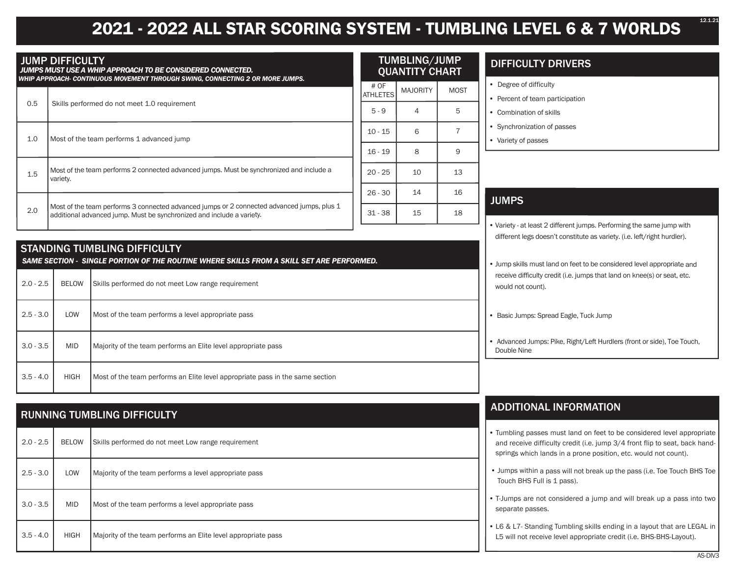# 2021 - 2022 ALL STAR SCORING SYSTEM - TUMBLING LEVEL 6 & 7 WORLDS

## JUMP DIFFICULTY

***JUMPS MUST USE A WHIP APPROACH TO BE CONSIDERED CONNECTED.***
***WHIP APPROACH- CONTINUOUS MOVEMENT THROUGH SWING, CONNECTING 2 OR MORE JUMPS.***

| | |
|---|---|
| 0.5 | Skills performed do not meet 1.0 requirement |
| 1.0 | Most of the team performs 1 advanced jump |
| 1.5 | Most of the team performs 2 connected advanced jumps. Must be synchronized and include a variety. |
| 2.0 | Most of the team performs 3 connected advanced jumps or 2 connected advanced jumps, plus 1 additional advanced jump. Must be synchronized and include a variety. |

## TUMBLING/JUMP QUANTITY CHART

| # OF ATHLETES | MAJORITY | MOST |
|---|---|---|
| 5 - 9 | 4 | 5 |
| 10 - 15 | 6 | 7 |
| 16 - 19 | 8 | 9 |
| 20 - 25 | 10 | 13 |
| 26 - 30 | 14 | 16 |
| 31 - 38 | 15 | 18 |

## DIFFICULTY DRIVERS

- Degree of difficulty
- Percent of team participation
- Combination of skills
- Synchronization of passes
- Variety of passes

## STANDING TUMBLING DIFFICULTY

***SAME SECTION - SINGLE PORTION OF THE ROUTINE WHERE SKILLS FROM A SKILL SET ARE PERFORMED.***

| | | |
|---|---|---|
| 2.0 - 2.5 | BELOW | Skills performed do not meet Low range requirement |
| 2.5 - 3.0 | LOW | Most of the team performs a level appropriate pass |
| 3.0 - 3.5 | MID | Majority of the team performs an Elite level appropriate pass |
| 3.5 - 4.0 | HIGH | Most of the team performs an Elite level appropriate pass in the same section |

## RUNNING TUMBLING DIFFICULTY

| | | |
|---|---|---|
| 2.0 - 2.5 | BELOW | Skills performed do not meet Low range requirement |
| 2.5 - 3.0 | LOW | Majority of the team performs a level appropriate pass |
| 3.0 - 3.5 | MID | Most of the team performs a level appropriate pass |
| 3.5 - 4.0 | HIGH | Majority of the team performs an Elite level appropriate pass |

## JUMPS

- Variety - at least 2 different jumps. Performing the same jump with different legs doesn't constitute as variety. (i.e. left/right hurdler).
- Jump skills must land on feet to be considered level appropriate and receive difficulty credit (i.e. jumps that land on knee(s) or seat, etc. would not count).
- Basic Jumps: Spread Eagle, Tuck Jump
- Advanced Jumps: Pike, Right/Left Hurdlers (front or side), Toe Touch, Double Nine

## ADDITIONAL INFORMATION

- Tumbling passes must land on feet to be considered level appropriate and receive difficulty credit (i.e. jump 3/4 front flip to seat, back handsprings which lands in a prone position, etc. would not count).
- Jumps within a pass will not break up the pass (i.e. Toe Touch BHS Toe Touch BHS Full is 1 pass).
- T-Jumps are not considered a jump and will break up a pass into two separate passes.
- L6 & L7- Standing Tumbling skills ending in a layout that are LEGAL in L5 will not receive level appropriate credit (i.e. BHS-BHS-Layout).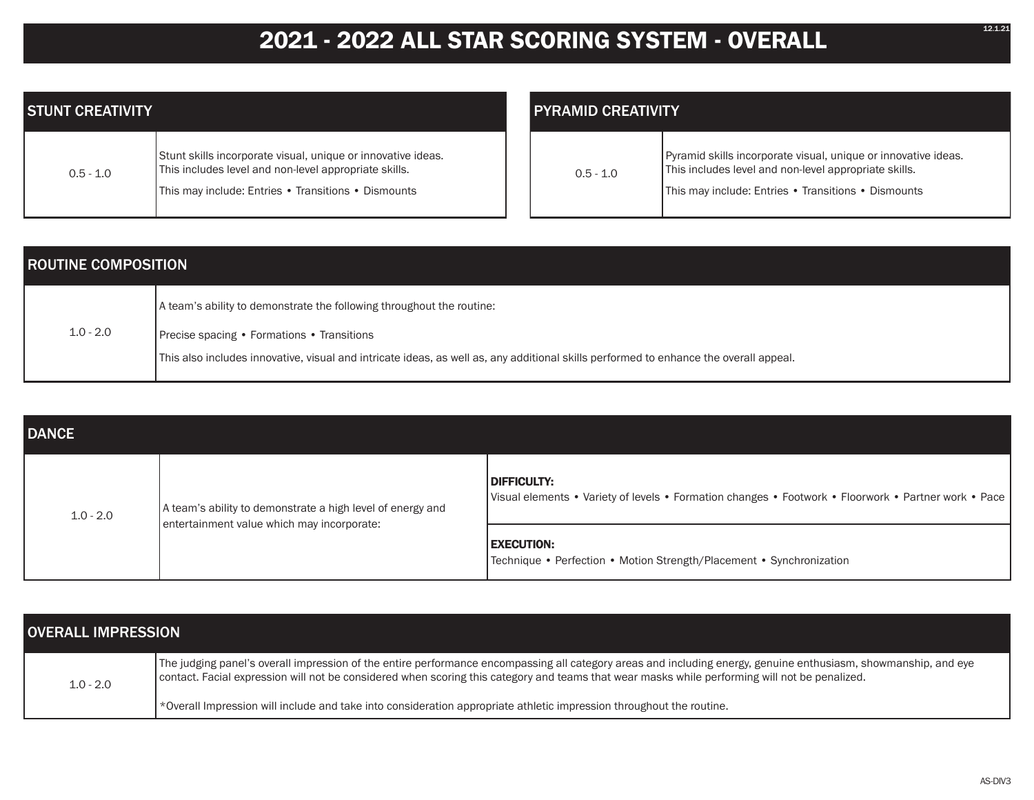# 2021 - 2022 ALL STAR SCORING SYSTEM - OVERALL

| STUNT CREATIVITY | |
|---|---|
| 0.5 - 1.0 | Stunt skills incorporate visual, unique or innovative ideas. This includes level and non-level appropriate skills.<br>This may include: Entries • Transitions • Dismounts |

| PYRAMID CREATIVITY | |
|---|---|
| 0.5 - 1.0 | Pyramid skills incorporate visual, unique or innovative ideas. This includes level and non-level appropriate skills.<br>This may include: Entries • Transitions • Dismounts |

| ROUTINE COMPOSITION | |
|---|---|
| 1.0 - 2.0 | A team's ability to demonstrate the following throughout the routine:<br>Precise spacing • Formations • Transitions<br>This also includes innovative, visual and intricate ideas, as well as, any additional skills performed to enhance the overall appeal. |

| DANCE | | |
|---|---|---|
| 1.0 - 2.0 | A team's ability to demonstrate a high level of energy and entertainment value which may incorporate: | **DIFFICULTY:**<br>Visual elements • Variety of levels • Formation changes • Footwork • Floorwork • Partner work • Pace |
| | | **EXECUTION:**<br>Technique • Perfection • Motion Strength/Placement • Synchronization |

| OVERALL IMPRESSION | |
|---|---|
| 1.0 - 2.0 | The judging panel's overall impression of the entire performance encompassing all category areas and including energy, genuine enthusiasm, showmanship, and eye contact. Facial expression will not be considered when scoring this category and teams that wear masks while performing will not be penalized.<br>*Overall Impression will include and take into consideration appropriate athletic impression throughout the routine. |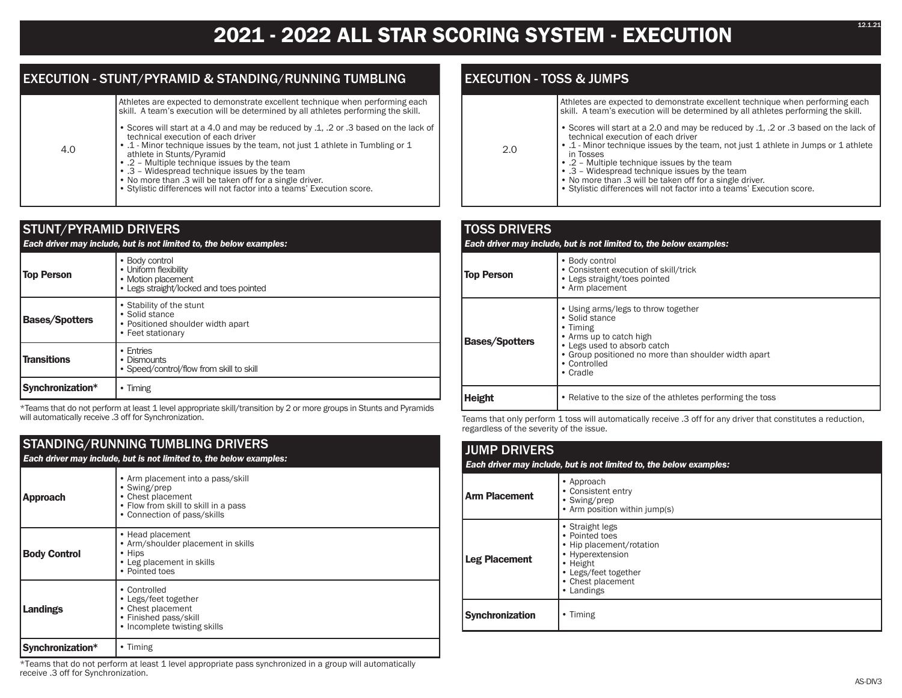# 2021 - 2022 ALL STAR SCORING SYSTEM - EXECUTION

## EXECUTION - STUNT/PYRAMID & STANDING/RUNNING TUMBLING

| | |
|---|---|
| 4.0 | Athletes are expected to demonstrate excellent technique when performing each skill. A team's execution will be determined by all athletes performing the skill.<br><br>• Scores will start at a 4.0 and may be reduced by .1, .2 or .3 based on the lack of technical execution of each driver<br>• .1 - Minor technique issues by the team, not just 1 athlete in Tumbling or 1 athlete in Stunts/Pyramid<br>• .2 – Multiple technique issues by the team<br>• .3 – Widespread technique issues by the team<br>• No more than .3 will be taken off for a single driver.<br>• Stylistic differences will not factor into a teams' Execution score. |

## STUNT/PYRAMID DRIVERS

*Each driver may include, but is not limited to, the below examples:*

| | |
|---|---|
| **Top Person** | • Body control<br>• Uniform flexibility<br>• Motion placement<br>• Legs straight/locked and toes pointed |
| **Bases/Spotters** | • Stability of the stunt<br>• Solid stance<br>• Positioned shoulder width apart<br>• Feet stationary |
| **Transitions** | • Entries<br>• Dismounts<br>• Speed/control/flow from skill to skill |
| **Synchronization*** | • Timing |

*Teams that do not perform at least 1 level appropriate skill/transition by 2 or more groups in Stunts and Pyramids will automatically receive .3 off for Synchronization.

## STANDING/RUNNING TUMBLING DRIVERS

*Each driver may include, but is not limited to, the below examples:*

| | |
|---|---|
| **Approach** | • Arm placement into a pass/skill<br>• Swing/prep<br>• Chest placement<br>• Flow from skill to skill in a pass<br>• Connection of pass/skills |
| **Body Control** | • Head placement<br>• Arm/shoulder placement in skills<br>• Hips<br>• Leg placement in skills<br>• Pointed toes |
| **Landings** | • Controlled<br>• Legs/feet together<br>• Chest placement<br>• Finished pass/skill<br>• Incomplete twisting skills |
| **Synchronization*** | • Timing |

*Teams that do not perform at least 1 level appropriate pass synchronized in a group will automatically receive .3 off for Synchronization.

## EXECUTION - TOSS & JUMPS

| | |
|---|---|
| 2.0 | Athletes are expected to demonstrate excellent technique when performing each skill. A team's execution will be determined by all athletes performing the skill.<br><br>• Scores will start at a 2.0 and may be reduced by .1, .2 or .3 based on the lack of technical execution of each driver<br>• .1 - Minor technique issues by the team, not just 1 athlete in Jumps or 1 athlete in Tosses<br>• .2 – Multiple technique issues by the team<br>• .3 – Widespread technique issues by the team<br>• No more than .3 will be taken off for a single driver.<br>• Stylistic differences will not factor into a teams' Execution score. |

## TOSS DRIVERS

*Each driver may include, but is not limited to, the below examples:*

| | |
|---|---|
| **Top Person** | • Body control<br>• Consistent execution of skill/trick<br>• Legs straight/toes pointed<br>• Arm placement |
| **Bases/Spotters** | • Using arms/legs to throw together<br>• Solid stance<br>• Timing<br>• Arms up to catch high<br>• Legs used to absorb catch<br>• Group positioned no more than shoulder width apart<br>• Controlled<br>• Cradle |
| **Height** | • Relative to the size of the athletes performing the toss |

Teams that only perform 1 toss will automatically receive .3 off for any driver that constitutes a reduction, regardless of the severity of the issue.

## JUMP DRIVERS

*Each driver may include, but is not limited to, the below examples:*

| | |
|---|---|
| **Arm Placement** | • Approach<br>• Consistent entry<br>• Swing/prep<br>• Arm position within jump(s) |
| **Leg Placement** | • Straight legs<br>• Pointed toes<br>• Hip placement/rotation<br>• Hyperextension<br>• Height<br>• Legs/feet together<br>• Chest placement<br>• Landings |
| **Synchronization** | • Timing |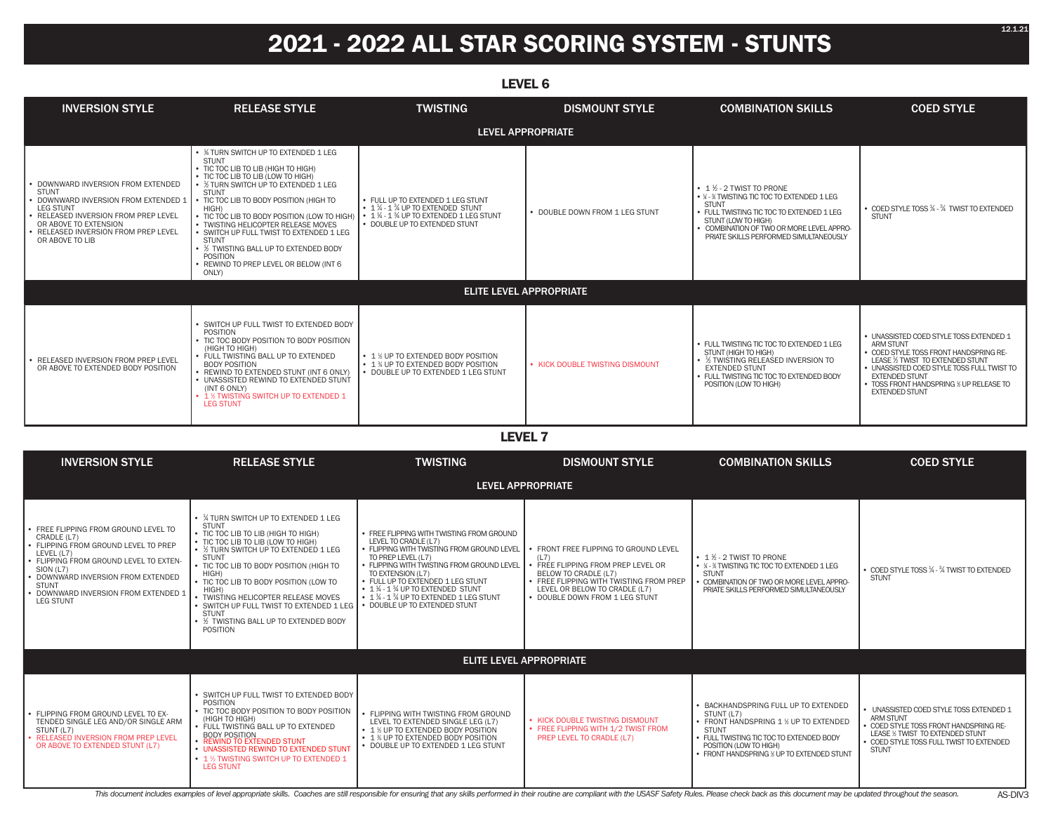# 2021 - 2022 ALL STAR SCORING SYSTEM - STUNTS

## LEVEL 6

| INVERSION STYLE | RELEASE STYLE | TWISTING | DISMOUNT STYLE | COMBINATION SKILLS | COED STYLE |
|---|---|---|---|---|---|
| **LEVEL APPROPRIATE** | | | | | |
| • DOWNWARD INVERSION FROM EXTENDED STUNT<br>• DOWNWARD INVERSION FROM EXTENDED 1 LEG STUNT<br>• RELEASED INVERSION FROM PREP LEVEL OR ABOVE TO EXTENSION<br>• RELEASED INVERSION FROM PREP LEVEL OR ABOVE TO LIB | • ¼ TURN SWITCH UP TO EXTENDED 1 LEG STUNT<br>• TIC TOC LIB TO LIB (HIGH TO HIGH)<br>• TIC TOC LIB TO LIB (LOW TO HIGH)<br>• ½ TURN SWITCH UP TO EXTENDED 1 LEG STUNT<br>• TIC TOC LIB TO BODY POSITION (HIGH TO HIGH)<br>• TIC TOC LIB TO BODY POSITION (LOW TO HIGH)<br>• TWISTING HELICOPTER RELEASE MOVES<br>• SWITCH UP FULL TWIST TO EXTENDED 1 LEG STUNT<br>• ½ TWISTING BALL UP TO EXTENDED BODY POSITION<br>• REWIND TO PREP LEVEL OR BELOW (INT 6 ONLY) | • FULL UP TO EXTENDED 1 LEG STUNT<br>• 1 ¼ - 1 ¾ UP TO EXTENDED STUNT<br>• 1 ¼ - 1 ¾ UP TO EXTENDED 1 LEG STUNT<br>• DOUBLE UP TO EXTENDED STUNT | • DOUBLE DOWN FROM 1 LEG STUNT | • 1 ½ - 2 TWIST TO PRONE<br>• ¼ - ¾ TWISTING TIC TOC TO EXTENDED 1 LEG STUNT<br>• FULL TWISTING TIC TOC TO EXTENDED 1 LEG STUNT (LOW TO HIGH)<br>• COMBINATION OF TWO OR MORE LEVEL APPROPRIATE SKILLS PERFORMED SIMULTANEOUSLY | • COED STYLE TOSS ¼ - ¾ TWIST TO EXTENDED STUNT |
| **ELITE LEVEL APPROPRIATE** | | | | | |
| • RELEASED INVERSION FROM PREP LEVEL OR ABOVE TO EXTENDED BODY POSITION | • SWITCH UP FULL TWIST TO EXTENDED BODY POSITION<br>• TIC TOC BODY POSITION TO BODY POSITION (HIGH TO HIGH)<br>• FULL TWISTING BALL UP TO EXTENDED BODY POSITION<br>• REWIND TO EXTENDED STUNT (INT 6 ONLY)<br>• UNASSISTED REWIND TO EXTENDED STUNT (INT 6 ONLY)<br>• 1 ½ TWISTING SWITCH UP TO EXTENDED 1 LEG STUNT | • 1 ½ UP TO EXTENDED BODY POSITION<br>• 1 ¾ UP TO EXTENDED BODY POSITION<br>• DOUBLE UP TO EXTENDED 1 LEG STUNT | • KICK DOUBLE TWISTING DISMOUNT | • FULL TWISTING TIC TOC TO EXTENDED 1 LEG STUNT (HIGH TO HIGH)<br>• ½ TWISTING RELEASED INVERSION TO EXTENDED STUNT<br>• FULL TWISTING TIC TOC TO EXTENDED BODY POSITION (LOW TO HIGH) | • UNASSISTED COED STYLE TOSS EXTENDED 1 ARM STUNT<br>• COED STYLE TOSS FRONT HANDSPRING RELEASE ½ TWIST TO EXTENDED STUNT<br>• UNASSISTED COED STYLE TOSS FULL TWIST TO EXTENDED STUNT<br>• TOSS FRONT HANDSPRING ½ UP RELEASE TO EXTENDED STUNT |

## LEVEL 7

| INVERSION STYLE | RELEASE STYLE | TWISTING | DISMOUNT STYLE | COMBINATION SKILLS | COED STYLE |
|---|---|---|---|---|---|
| **LEVEL APPROPRIATE** | | | | | |
| • FREE FLIPPING FROM GROUND LEVEL TO CRADLE (L7)<br>• FLIPPING FROM GROUND LEVEL TO PREP LEVEL (L7)<br>• FLIPPING FROM GROUND LEVEL TO EXTENSION (L7)<br>• DOWNWARD INVERSION FROM EXTENDED STUNT<br>• DOWNWARD INVERSION FROM EXTENDED 1 LEG STUNT | • ¼ TURN SWITCH UP TO EXTENDED 1 LEG STUNT<br>• TIC TOC LIB TO LIB (HIGH TO HIGH)<br>• TIC TOC LIB TO LIB (LOW TO HIGH)<br>• ½ TURN SWITCH UP TO EXTENDED 1 LEG STUNT<br>• TIC TOC LIB TO BODY POSITION (HIGH TO HIGH)<br>• TIC TOC LIB TO BODY POSITION (LOW TO HIGH)<br>• TWISTING HELICOPTER RELEASE MOVES<br>• SWITCH UP FULL TWIST TO EXTENDED 1 LEG STUNT<br>• ½ TWISTING BALL UP TO EXTENDED BODY POSITION | • FREE FLIPPING WITH TWISTING FROM GROUND LEVEL TO CRADLE (L7)<br>• FLIPPING WITH TWISTING FROM GROUND LEVEL TO PREP LEVEL (L7)<br>• FLIPPING WITH TWISTING FROM GROUND LEVEL TO EXTENSION (L7)<br>• FULL UP TO EXTENDED 1 LEG STUNT<br>• 1 ¼ - 1 ¾ UP TO EXTENDED STUNT<br>• 1 ¼ - 1 ¾ UP TO EXTENDED 1 LEG STUNT<br>• DOUBLE UP TO EXTENDED STUNT | • FRONT FREE FLIPPING TO GROUND LEVEL (L7)<br>• FREE FLIPPING FROM PREP LEVEL OR BELOW TO CRADLE (L7)<br>• FREE FLIPPING WITH TWISTING FROM PREP LEVEL OR BELOW TO CRADLE (L7)<br>• DOUBLE DOWN FROM 1 LEG STUNT | • 1 ½ - 2 TWIST TO PRONE<br>• ¼ - ¾ TWISTING TIC TOC TO EXTENDED 1 LEG STUNT<br>• COMBINATION OF TWO OR MORE LEVEL APPROPRIATE SKILLS PERFORMED SIMULTANEOUSLY | • COED STYLE TOSS ¼ - ¾ TWIST TO EXTENDED STUNT |
| **ELITE LEVEL APPROPRIATE** | | | | | |
| • FLIPPING FROM GROUND LEVEL TO EXTENDED SINGLE LEG AND/OR SINGLE ARM STUNT (L7)<br>• RELEASED INVERSION FROM PREP LEVEL OR ABOVE TO EXTENDED STUNT (L7) | • SWITCH UP FULL TWIST TO EXTENDED BODY POSITION<br>• TIC TOC BODY POSITION TO BODY POSITION (HIGH TO HIGH)<br>• FULL TWISTING BALL UP TO EXTENDED BODY POSITION<br>• REWIND TO EXTENDED STUNT<br>• UNASSISTED REWIND TO EXTENDED STUNT<br>• 1 ½ TWISTING SWITCH UP TO EXTENDED 1 LEG STUNT | • FLIPPING WITH TWISTING FROM GROUND LEVEL TO EXTENDED SINGLE LEG (L7)<br>• 1 ½ UP TO EXTENDED BODY POSITION<br>• 1 ¾ UP TO EXTENDED BODY POSITION<br>• DOUBLE UP TO EXTENDED 1 LEG STUNT | • KICK DOUBLE TWISTING DISMOUNT<br>• FREE FLIPPING WITH 1/2 TWIST FROM PREP LEVEL TO CRADLE (L7) | • BACKHANDSPRING FULL UP TO EXTENDED STUNT (L7)<br>• FRONT HANDSPRING 1 ½ UP TO EXTENDED STUNT<br>• FULL TWISTING TIC TOC TO EXTENDED BODY POSITION (LOW TO HIGH)<br>• FRONT HANDSPRING ½ UP TO EXTENDED STUNT | • UNASSISTED COED STYLE TOSS EXTENDED 1 ARM STUNT<br>• COED STYLE TOSS FRONT HANDSPRING RELEASE ½ TWIST TO EXTENDED STUNT<br>• COED STYLE TOSS FULL TWIST TO EXTENDED STUNT |

*This document includes examples of level appropriate skills. Coaches are still responsible for ensuring that any skills performed in their routine are compliant with the USASF Safety Rules. Please check back as this document may be updated throughout the season.*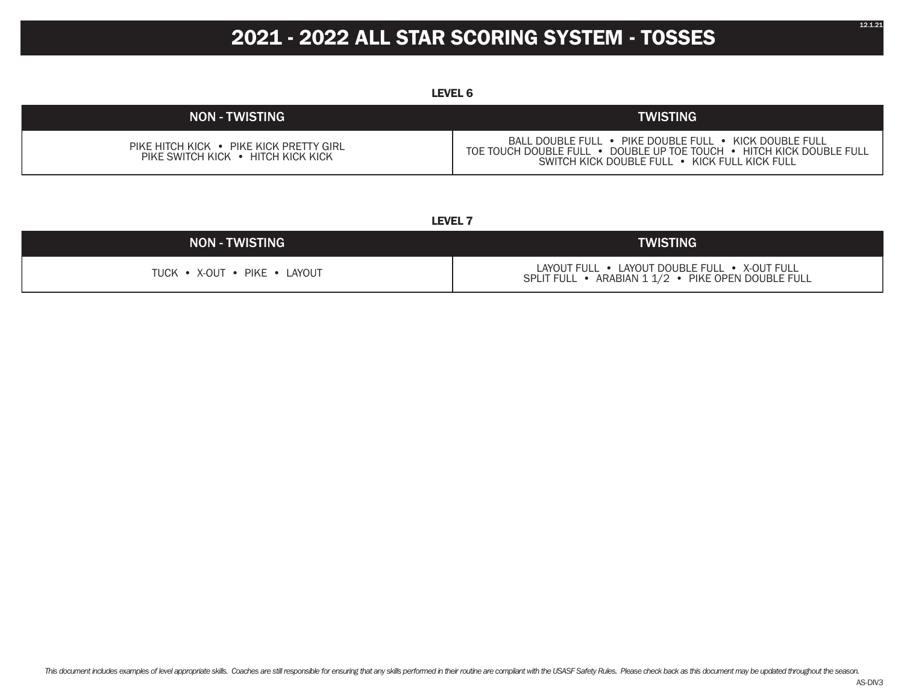# 2021 - 2022 ALL STAR SCORING SYSTEM - TOSSES

### LEVEL 6

| NON - TWISTING | TWISTING |
|---|---|
| PIKE HITCH KICK • PIKE KICK PRETTY GIRL<br>PIKE SWITCH KICK • HITCH KICK KICK | BALL DOUBLE FULL • PIKE DOUBLE FULL • KICK DOUBLE FULL<br>TOE TOUCH DOUBLE FULL • DOUBLE UP TOE TOUCH • HITCH KICK DOUBLE FULL<br>SWITCH KICK DOUBLE FULL • KICK FULL KICK FULL |

### LEVEL 7

| NON - TWISTING | TWISTING |
|---|---|
| TUCK • X-OUT • PIKE • LAYOUT | LAYOUT FULL • LAYOUT DOUBLE FULL • X-OUT FULL<br>SPLIT FULL • ARABIAN 1 1/2 • PIKE OPEN DOUBLE FULL |

*This document includes examples of level appropriate skills. Coaches are still responsible for ensuring that any skills performed in their routine are compliant with the USASF Safety Rules. Please check back as this document may be updated throughout the season.*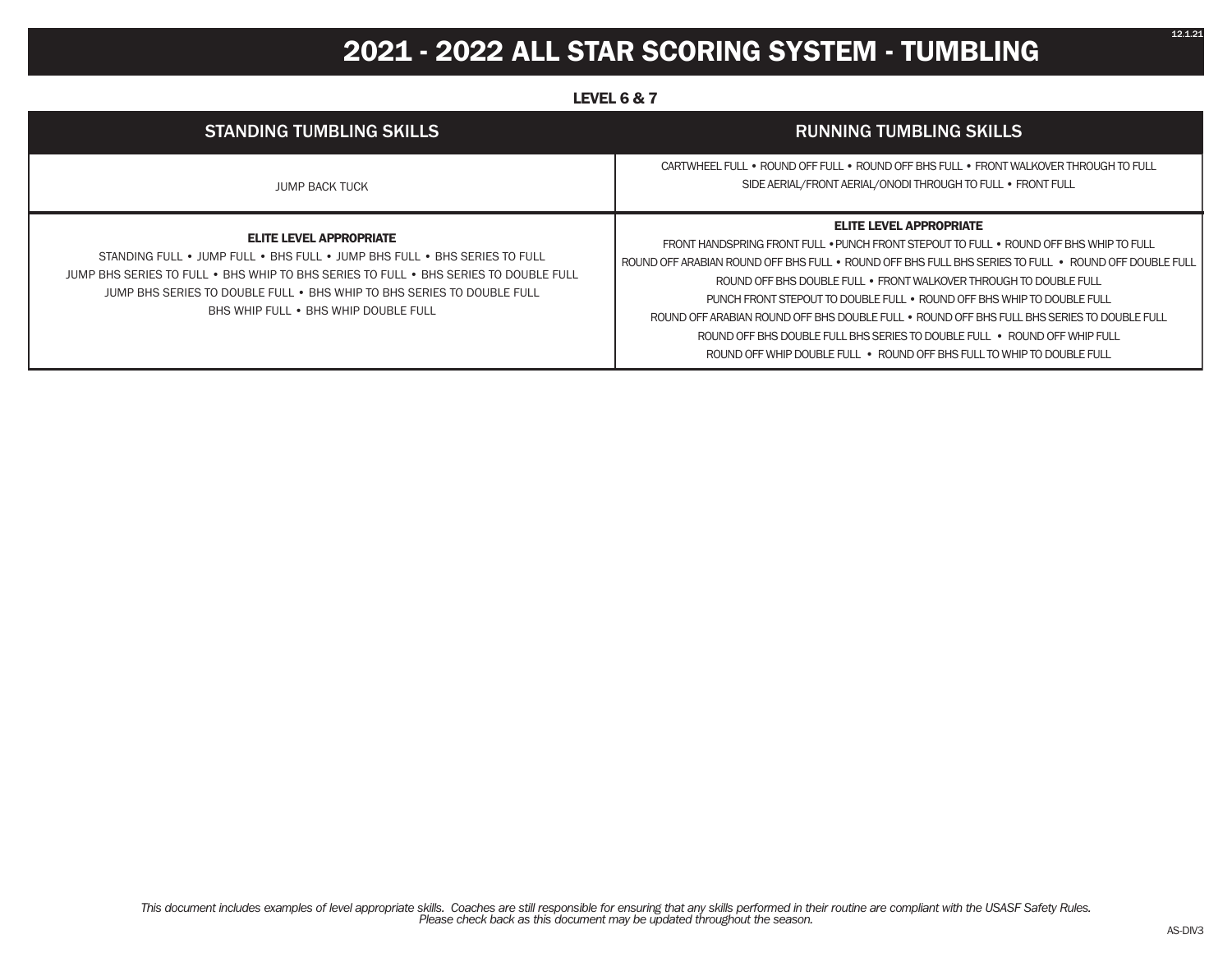# 2021 - 2022 ALL STAR SCORING SYSTEM - TUMBLING

## LEVEL 6 & 7

| STANDING TUMBLING SKILLS | RUNNING TUMBLING SKILLS |
|---|---|
| JUMP BACK TUCK | CARTWHEEL FULL • ROUND OFF FULL • ROUND OFF BHS FULL • FRONT WALKOVER THROUGH TO FULL<br>SIDE AERIAL/FRONT AERIAL/ONODI THROUGH TO FULL • FRONT FULL |
| **ELITE LEVEL APPROPRIATE**<br>STANDING FULL • JUMP FULL • BHS FULL • JUMP BHS FULL • BHS SERIES TO FULL<br>JUMP BHS SERIES TO FULL • BHS WHIP TO BHS SERIES TO FULL • BHS SERIES TO DOUBLE FULL<br>JUMP BHS SERIES TO DOUBLE FULL • BHS WHIP TO BHS SERIES TO DOUBLE FULL<br>BHS WHIP FULL • BHS WHIP DOUBLE FULL | **ELITE LEVEL APPROPRIATE**<br>FRONT HANDSPRING FRONT FULL • PUNCH FRONT STEPOUT TO FULL • ROUND OFF BHS WHIP TO FULL<br>ROUND OFF ARABIAN ROUND OFF BHS FULL • ROUND OFF BHS FULL BHS SERIES TO FULL • ROUND OFF DOUBLE FULL<br>ROUND OFF BHS DOUBLE FULL • FRONT WALKOVER THROUGH TO DOUBLE FULL<br>PUNCH FRONT STEPOUT TO DOUBLE FULL • ROUND OFF BHS WHIP TO DOUBLE FULL<br>ROUND OFF ARABIAN ROUND OFF BHS DOUBLE FULL • ROUND OFF BHS FULL BHS SERIES TO DOUBLE FULL<br>ROUND OFF BHS DOUBLE FULL BHS SERIES TO DOUBLE FULL • ROUND OFF WHIP FULL<br>ROUND OFF WHIP DOUBLE FULL • ROUND OFF BHS FULL TO WHIP TO DOUBLE FULL |

*This document includes examples of level appropriate skills. Coaches are still responsible for ensuring that any skills performed in their routine are compliant with the USASF Safety Rules. Please check back as this document may be updated throughout the season.*